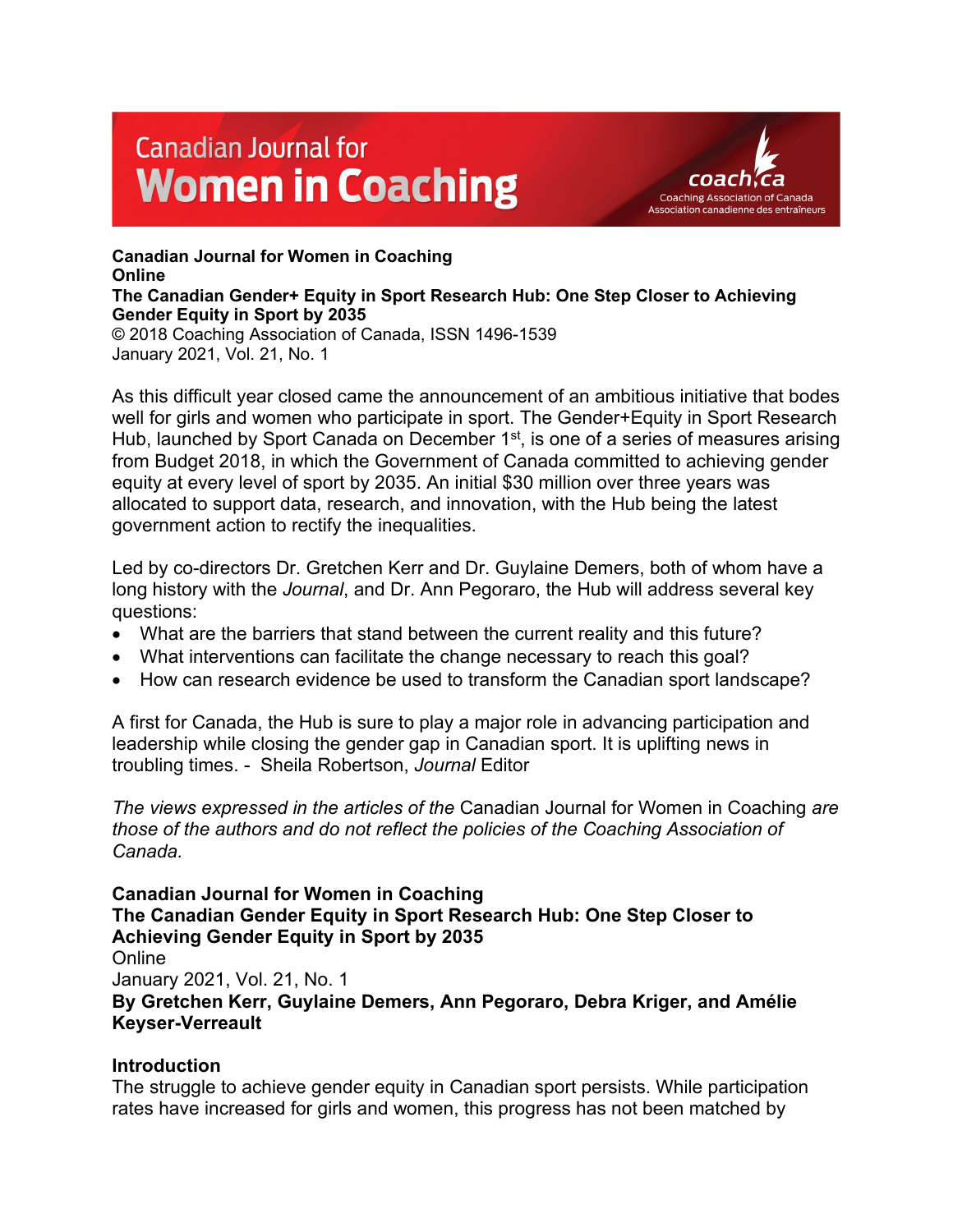**Canadian Journal for Women in Coaching**
**Online**
**The Canadian Gender+ Equity in Sport Research Hub: One Step Closer to Achieving Gender Equity in Sport by 2035**
© 2018 Coaching Association of Canada, ISSN 1496-1539
January 2021, Vol. 21, No. 1

As this difficult year closed came the announcement of an ambitious initiative that bodes well for girls and women who participate in sport. The Gender+Equity in Sport Research Hub, launched by Sport Canada on December 1st, is one of a series of measures arising from Budget 2018, in which the Government of Canada committed to achieving gender equity at every level of sport by 2035. An initial $30 million over three years was allocated to support data, research, and innovation, with the Hub being the latest government action to rectify the inequalities.

Led by co-directors Dr. Gretchen Kerr and Dr. Guylaine Demers, both of whom have a long history with the *Journal*, and Dr. Ann Pegoraro, the Hub will address several key questions:

- What are the barriers that stand between the current reality and this future?
- What interventions can facilitate the change necessary to reach this goal?
- How can research evidence be used to transform the Canadian sport landscape?

A first for Canada, the Hub is sure to play a major role in advancing participation and leadership while closing the gender gap in Canadian sport. It is uplifting news in troubling times. - Sheila Robertson, *Journal* Editor

*The views expressed in the articles of the* Canadian Journal for Women in Coaching *are those of the authors and do not reflect the policies of the Coaching Association of Canada.*

**Canadian Journal for Women in Coaching**
**The Canadian Gender Equity in Sport Research Hub: One Step Closer to Achieving Gender Equity in Sport by 2035**
Online
January 2021, Vol. 21, No. 1
**By Gretchen Kerr, Guylaine Demers, Ann Pegoraro, Debra Kriger, and Amélie Keyser-Verreault**

## Introduction

The struggle to achieve gender equity in Canadian sport persists. While participation rates have increased for girls and women, this progress has not been matched by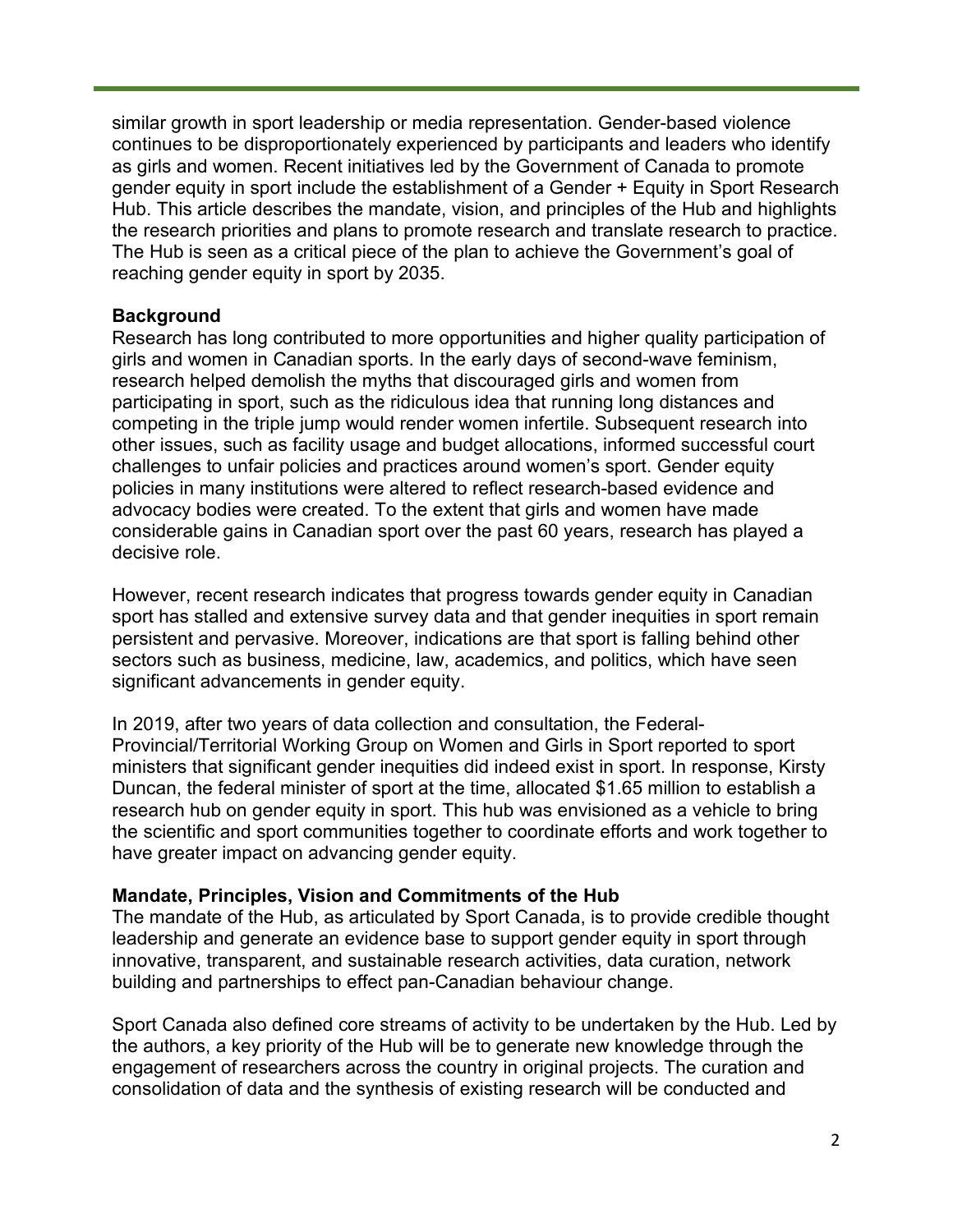similar growth in sport leadership or media representation. Gender-based violence continues to be disproportionately experienced by participants and leaders who identify as girls and women. Recent initiatives led by the Government of Canada to promote gender equity in sport include the establishment of a Gender + Equity in Sport Research Hub. This article describes the mandate, vision, and principles of the Hub and highlights the research priorities and plans to promote research and translate research to practice. The Hub is seen as a critical piece of the plan to achieve the Government's goal of reaching gender equity in sport by 2035.

**Background**

Research has long contributed to more opportunities and higher quality participation of girls and women in Canadian sports. In the early days of second-wave feminism, research helped demolish the myths that discouraged girls and women from participating in sport, such as the ridiculous idea that running long distances and competing in the triple jump would render women infertile. Subsequent research into other issues, such as facility usage and budget allocations, informed successful court challenges to unfair policies and practices around women's sport. Gender equity policies in many institutions were altered to reflect research-based evidence and advocacy bodies were created. To the extent that girls and women have made considerable gains in Canadian sport over the past 60 years, research has played a decisive role.

However, recent research indicates that progress towards gender equity in Canadian sport has stalled and extensive survey data and that gender inequities in sport remain persistent and pervasive. Moreover, indications are that sport is falling behind other sectors such as business, medicine, law, academics, and politics, which have seen significant advancements in gender equity.

In 2019, after two years of data collection and consultation, the Federal-Provincial/Territorial Working Group on Women and Girls in Sport reported to sport ministers that significant gender inequities did indeed exist in sport. In response, Kirsty Duncan, the federal minister of sport at the time, allocated $1.65 million to establish a research hub on gender equity in sport. This hub was envisioned as a vehicle to bring the scientific and sport communities together to coordinate efforts and work together to have greater impact on advancing gender equity.

**Mandate, Principles, Vision and Commitments of the Hub**

The mandate of the Hub, as articulated by Sport Canada, is to provide credible thought leadership and generate an evidence base to support gender equity in sport through innovative, transparent, and sustainable research activities, data curation, network building and partnerships to effect pan-Canadian behaviour change.

Sport Canada also defined core streams of activity to be undertaken by the Hub. Led by the authors, a key priority of the Hub will be to generate new knowledge through the engagement of researchers across the country in original projects. The curation and consolidation of data and the synthesis of existing research will be conducted and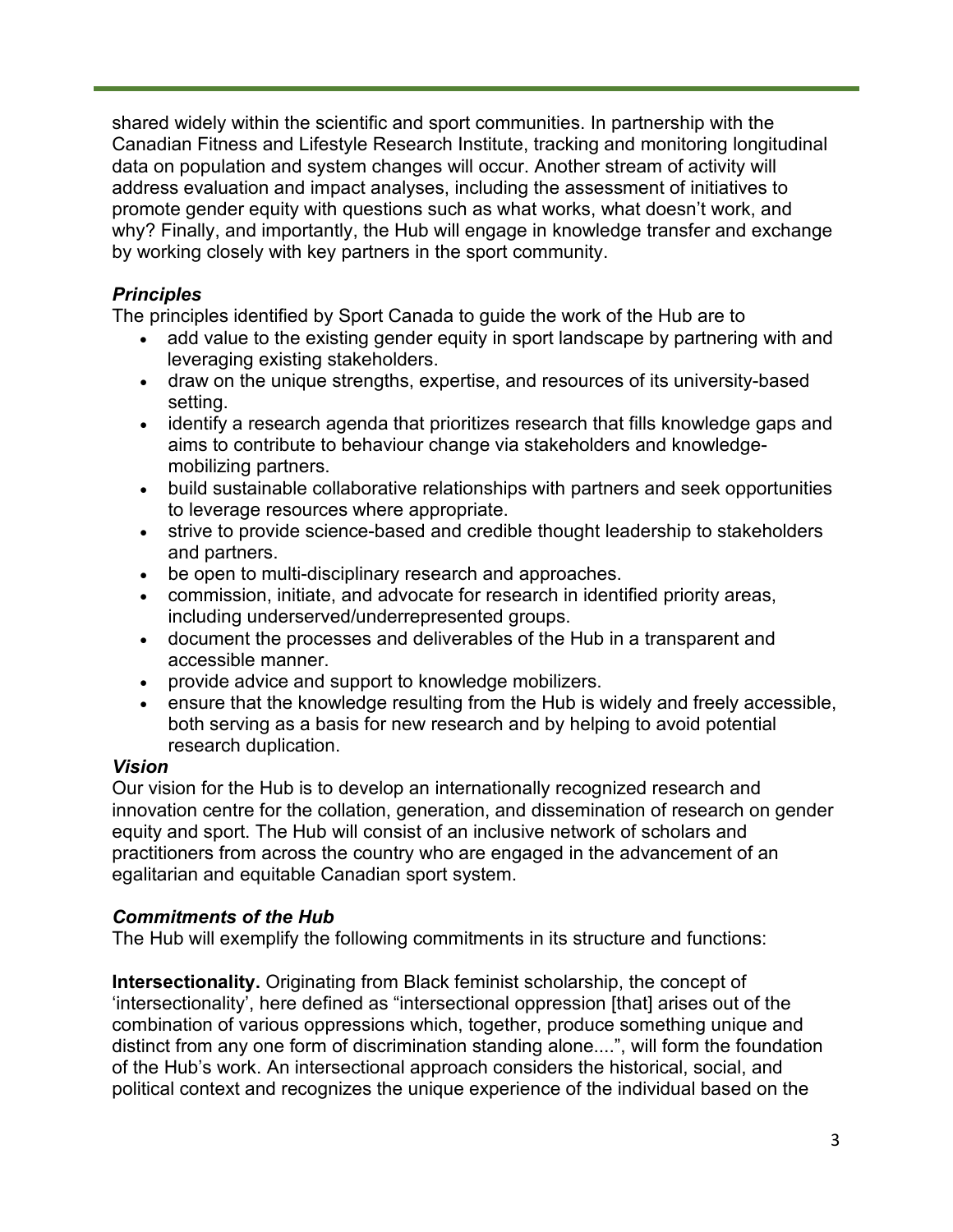shared widely within the scientific and sport communities. In partnership with the Canadian Fitness and Lifestyle Research Institute, tracking and monitoring longitudinal data on population and system changes will occur. Another stream of activity will address evaluation and impact analyses, including the assessment of initiatives to promote gender equity with questions such as what works, what doesn't work, and why? Finally, and importantly, the Hub will engage in knowledge transfer and exchange by working closely with key partners in the sport community.

### *Principles*

The principles identified by Sport Canada to guide the work of the Hub are to

- add value to the existing gender equity in sport landscape by partnering with and leveraging existing stakeholders.
- draw on the unique strengths, expertise, and resources of its university-based setting.
- identify a research agenda that prioritizes research that fills knowledge gaps and aims to contribute to behaviour change via stakeholders and knowledge-mobilizing partners.
- build sustainable collaborative relationships with partners and seek opportunities to leverage resources where appropriate.
- strive to provide science-based and credible thought leadership to stakeholders and partners.
- be open to multi-disciplinary research and approaches.
- commission, initiate, and advocate for research in identified priority areas, including underserved/underrepresented groups.
- document the processes and deliverables of the Hub in a transparent and accessible manner.
- provide advice and support to knowledge mobilizers.
- ensure that the knowledge resulting from the Hub is widely and freely accessible, both serving as a basis for new research and by helping to avoid potential research duplication.

### *Vision*

Our vision for the Hub is to develop an internationally recognized research and innovation centre for the collation, generation, and dissemination of research on gender equity and sport. The Hub will consist of an inclusive network of scholars and practitioners from across the country who are engaged in the advancement of an egalitarian and equitable Canadian sport system.

### *Commitments of the Hub*

The Hub will exemplify the following commitments in its structure and functions:

**Intersectionality.** Originating from Black feminist scholarship, the concept of 'intersectionality', here defined as "intersectional oppression [that] arises out of the combination of various oppressions which, together, produce something unique and distinct from any one form of discrimination standing alone....", will form the foundation of the Hub's work. An intersectional approach considers the historical, social, and political context and recognizes the unique experience of the individual based on the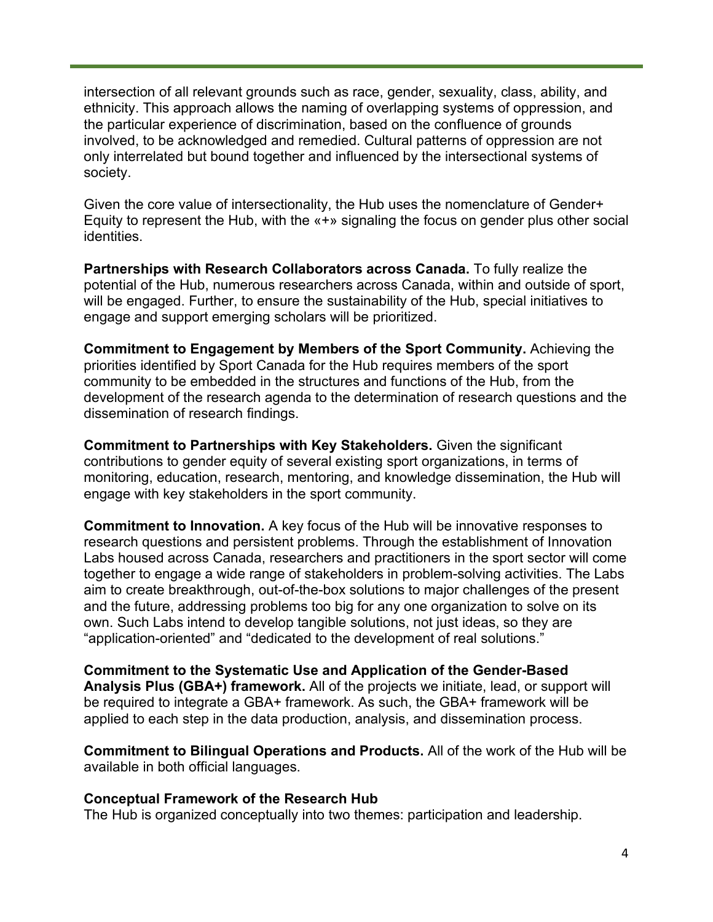intersection of all relevant grounds such as race, gender, sexuality, class, ability, and ethnicity. This approach allows the naming of overlapping systems of oppression, and the particular experience of discrimination, based on the confluence of grounds involved, to be acknowledged and remedied. Cultural patterns of oppression are not only interrelated but bound together and influenced by the intersectional systems of society.

Given the core value of intersectionality, the Hub uses the nomenclature of Gender+ Equity to represent the Hub, with the «+» signaling the focus on gender plus other social identities.

**Partnerships with Research Collaborators across Canada.** To fully realize the potential of the Hub, numerous researchers across Canada, within and outside of sport, will be engaged. Further, to ensure the sustainability of the Hub, special initiatives to engage and support emerging scholars will be prioritized.

**Commitment to Engagement by Members of the Sport Community.** Achieving the priorities identified by Sport Canada for the Hub requires members of the sport community to be embedded in the structures and functions of the Hub, from the development of the research agenda to the determination of research questions and the dissemination of research findings.

**Commitment to Partnerships with Key Stakeholders.** Given the significant contributions to gender equity of several existing sport organizations, in terms of monitoring, education, research, mentoring, and knowledge dissemination, the Hub will engage with key stakeholders in the sport community.

**Commitment to Innovation.** A key focus of the Hub will be innovative responses to research questions and persistent problems. Through the establishment of Innovation Labs housed across Canada, researchers and practitioners in the sport sector will come together to engage a wide range of stakeholders in problem-solving activities. The Labs aim to create breakthrough, out-of-the-box solutions to major challenges of the present and the future, addressing problems too big for any one organization to solve on its own. Such Labs intend to develop tangible solutions, not just ideas, so they are "application-oriented" and "dedicated to the development of real solutions."

**Commitment to the Systematic Use and Application of the Gender-Based Analysis Plus (GBA+) framework.** All of the projects we initiate, lead, or support will be required to integrate a GBA+ framework. As such, the GBA+ framework will be applied to each step in the data production, analysis, and dissemination process.

**Commitment to Bilingual Operations and Products.** All of the work of the Hub will be available in both official languages.

**Conceptual Framework of the Research Hub**

The Hub is organized conceptually into two themes: participation and leadership.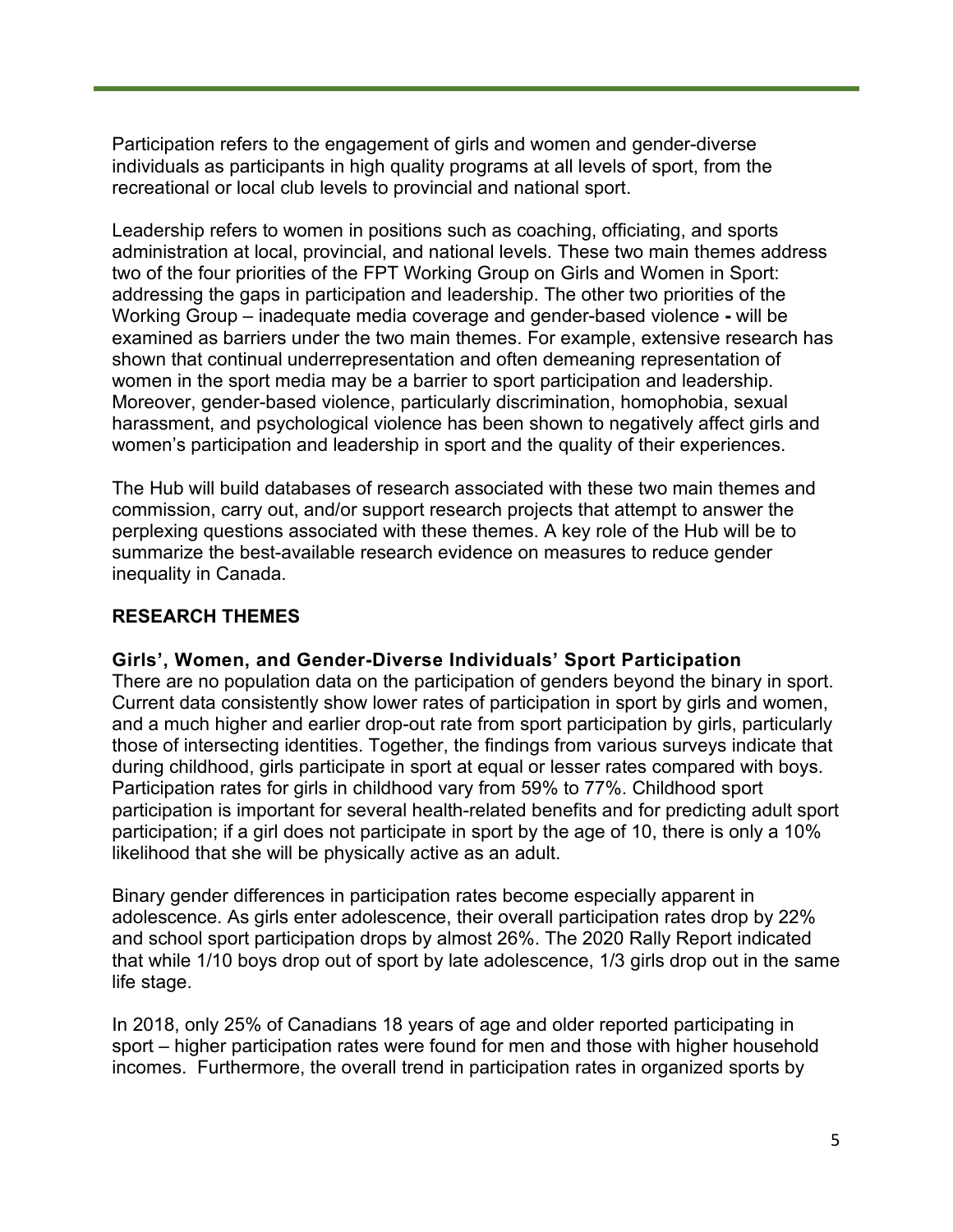Participation refers to the engagement of girls and women and gender-diverse individuals as participants in high quality programs at all levels of sport, from the recreational or local club levels to provincial and national sport.

Leadership refers to women in positions such as coaching, officiating, and sports administration at local, provincial, and national levels. These two main themes address two of the four priorities of the FPT Working Group on Girls and Women in Sport: addressing the gaps in participation and leadership. The other two priorities of the Working Group – inadequate media coverage and gender-based violence **-** will be examined as barriers under the two main themes. For example, extensive research has shown that continual underrepresentation and often demeaning representation of women in the sport media may be a barrier to sport participation and leadership. Moreover, gender-based violence, particularly discrimination, homophobia, sexual harassment, and psychological violence has been shown to negatively affect girls and women's participation and leadership in sport and the quality of their experiences.

The Hub will build databases of research associated with these two main themes and commission, carry out, and/or support research projects that attempt to answer the perplexing questions associated with these themes. A key role of the Hub will be to summarize the best-available research evidence on measures to reduce gender inequality in Canada.

## RESEARCH THEMES

### Girls', Women, and Gender-Diverse Individuals' Sport Participation

There are no population data on the participation of genders beyond the binary in sport. Current data consistently show lower rates of participation in sport by girls and women, and a much higher and earlier drop-out rate from sport participation by girls, particularly those of intersecting identities. Together, the findings from various surveys indicate that during childhood, girls participate in sport at equal or lesser rates compared with boys. Participation rates for girls in childhood vary from 59% to 77%. Childhood sport participation is important for several health-related benefits and for predicting adult sport participation; if a girl does not participate in sport by the age of 10, there is only a 10% likelihood that she will be physically active as an adult.

Binary gender differences in participation rates become especially apparent in adolescence. As girls enter adolescence, their overall participation rates drop by 22% and school sport participation drops by almost 26%. The 2020 Rally Report indicated that while 1/10 boys drop out of sport by late adolescence, 1/3 girls drop out in the same life stage.

In 2018, only 25% of Canadians 18 years of age and older reported participating in sport – higher participation rates were found for men and those with higher household incomes. Furthermore, the overall trend in participation rates in organized sports by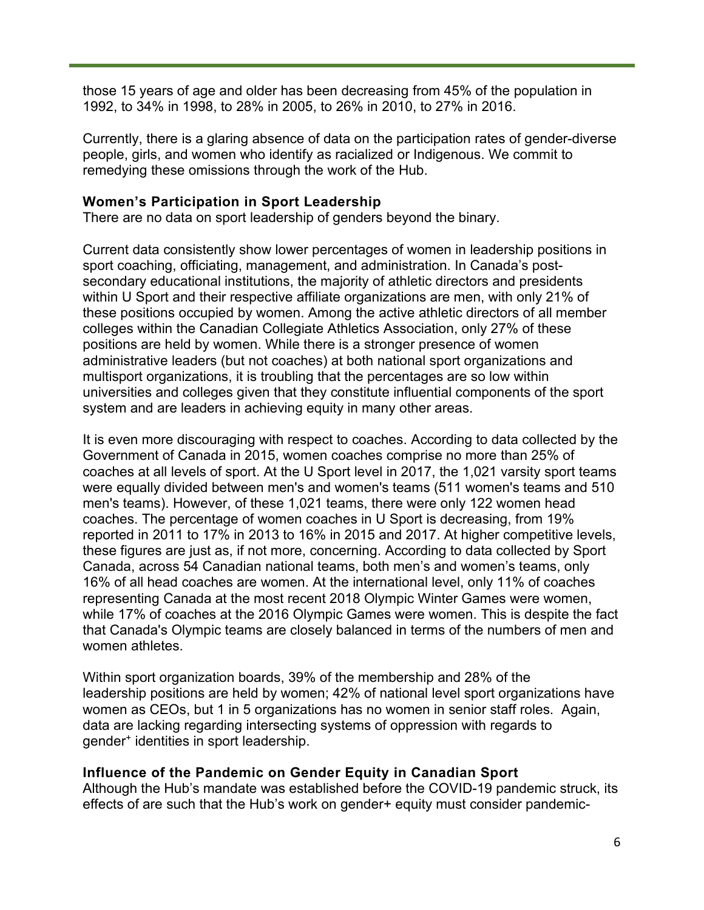those 15 years of age and older has been decreasing from 45% of the population in 1992, to 34% in 1998, to 28% in 2005, to 26% in 2010, to 27% in 2016.

Currently, there is a glaring absence of data on the participation rates of gender-diverse people, girls, and women who identify as racialized or Indigenous. We commit to remedying these omissions through the work of the Hub.

**Women's Participation in Sport Leadership**

There are no data on sport leadership of genders beyond the binary.

Current data consistently show lower percentages of women in leadership positions in sport coaching, officiating, management, and administration. In Canada's post-secondary educational institutions, the majority of athletic directors and presidents within U Sport and their respective affiliate organizations are men, with only 21% of these positions occupied by women. Among the active athletic directors of all member colleges within the Canadian Collegiate Athletics Association, only 27% of these positions are held by women. While there is a stronger presence of women administrative leaders (but not coaches) at both national sport organizations and multisport organizations, it is troubling that the percentages are so low within universities and colleges given that they constitute influential components of the sport system and are leaders in achieving equity in many other areas.

It is even more discouraging with respect to coaches. According to data collected by the Government of Canada in 2015, women coaches comprise no more than 25% of coaches at all levels of sport. At the U Sport level in 2017, the 1,021 varsity sport teams were equally divided between men's and women's teams (511 women's teams and 510 men's teams). However, of these 1,021 teams, there were only 122 women head coaches. The percentage of women coaches in U Sport is decreasing, from 19% reported in 2011 to 17% in 2013 to 16% in 2015 and 2017. At higher competitive levels, these figures are just as, if not more, concerning. According to data collected by Sport Canada, across 54 Canadian national teams, both men's and women's teams, only 16% of all head coaches are women. At the international level, only 11% of coaches representing Canada at the most recent 2018 Olympic Winter Games were women, while 17% of coaches at the 2016 Olympic Games were women. This is despite the fact that Canada's Olympic teams are closely balanced in terms of the numbers of men and women athletes.

Within sport organization boards, 39% of the membership and 28% of the leadership positions are held by women; 42% of national level sport organizations have women as CEOs, but 1 in 5 organizations has no women in senior staff roles. Again, data are lacking regarding intersecting systems of oppression with regards to gender⁺ identities in sport leadership.

**Influence of the Pandemic on Gender Equity in Canadian Sport**

Although the Hub's mandate was established before the COVID-19 pandemic struck, its effects of are such that the Hub's work on gender+ equity must consider pandemic-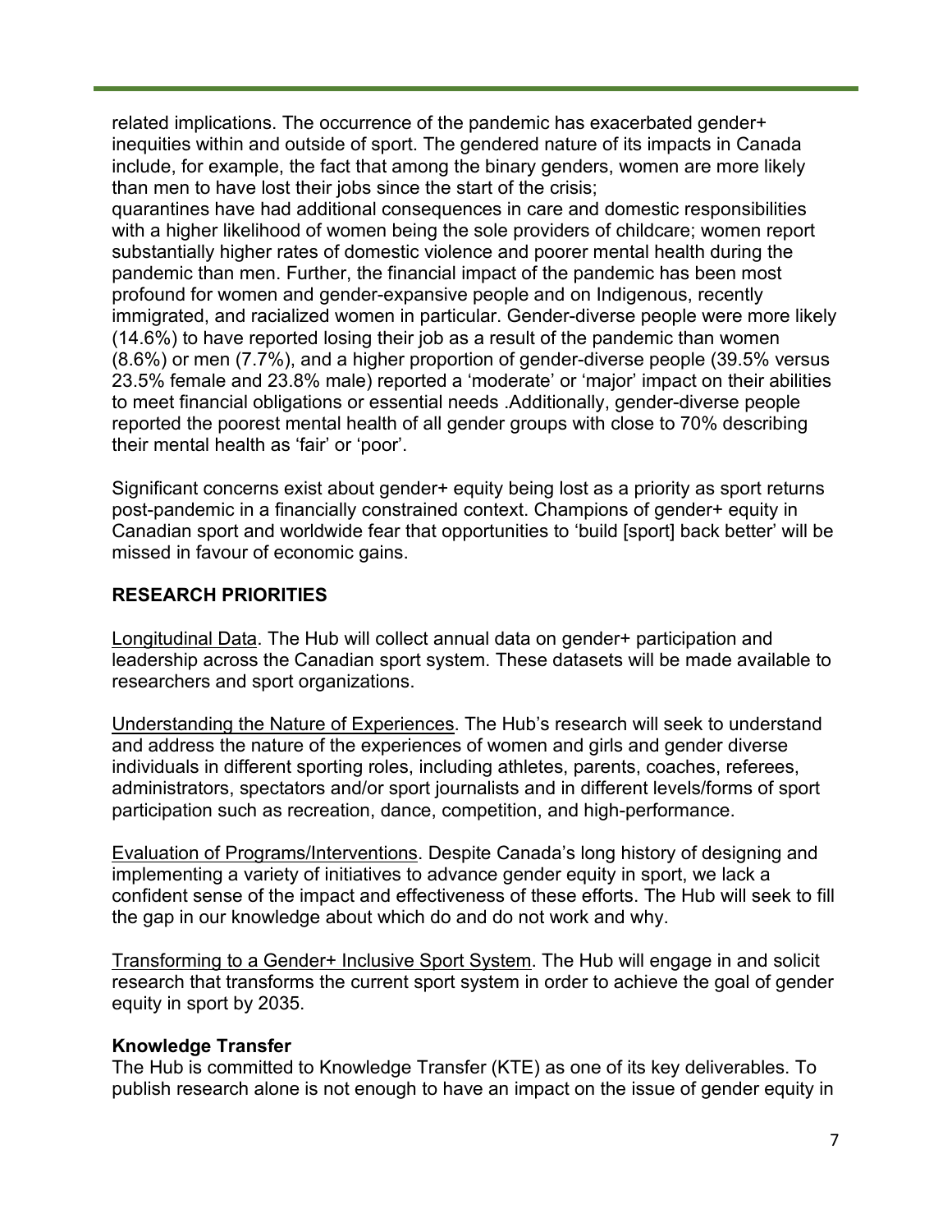related implications. The occurrence of the pandemic has exacerbated gender+ inequities within and outside of sport. The gendered nature of its impacts in Canada include, for example, the fact that among the binary genders, women are more likely than men to have lost their jobs since the start of the crisis;
quarantines have had additional consequences in care and domestic responsibilities with a higher likelihood of women being the sole providers of childcare; women report substantially higher rates of domestic violence and poorer mental health during the pandemic than men. Further, the financial impact of the pandemic has been most profound for women and gender-expansive people and on Indigenous, recently immigrated, and racialized women in particular. Gender-diverse people were more likely (14.6%) to have reported losing their job as a result of the pandemic than women (8.6%) or men (7.7%), and a higher proportion of gender-diverse people (39.5% versus 23.5% female and 23.8% male) reported a 'moderate' or 'major' impact on their abilities to meet financial obligations or essential needs .Additionally, gender-diverse people reported the poorest mental health of all gender groups with close to 70% describing their mental health as 'fair' or 'poor'.

Significant concerns exist about gender+ equity being lost as a priority as sport returns post-pandemic in a financially constrained context. Champions of gender+ equity in Canadian sport and worldwide fear that opportunities to 'build [sport] back better' will be missed in favour of economic gains.

## RESEARCH PRIORITIES

<u>Longitudinal Data</u>. The Hub will collect annual data on gender+ participation and leadership across the Canadian sport system. These datasets will be made available to researchers and sport organizations.

<u>Understanding the Nature of Experiences</u>. The Hub's research will seek to understand and address the nature of the experiences of women and girls and gender diverse individuals in different sporting roles, including athletes, parents, coaches, referees, administrators, spectators and/or sport journalists and in different levels/forms of sport participation such as recreation, dance, competition, and high-performance.

<u>Evaluation of Programs/Interventions</u>. Despite Canada's long history of designing and implementing a variety of initiatives to advance gender equity in sport, we lack a confident sense of the impact and effectiveness of these efforts. The Hub will seek to fill the gap in our knowledge about which do and do not work and why.

<u>Transforming to a Gender+ Inclusive Sport System</u>. The Hub will engage in and solicit research that transforms the current sport system in order to achieve the goal of gender equity in sport by 2035.

### Knowledge Transfer

The Hub is committed to Knowledge Transfer (KTE) as one of its key deliverables. To publish research alone is not enough to have an impact on the issue of gender equity in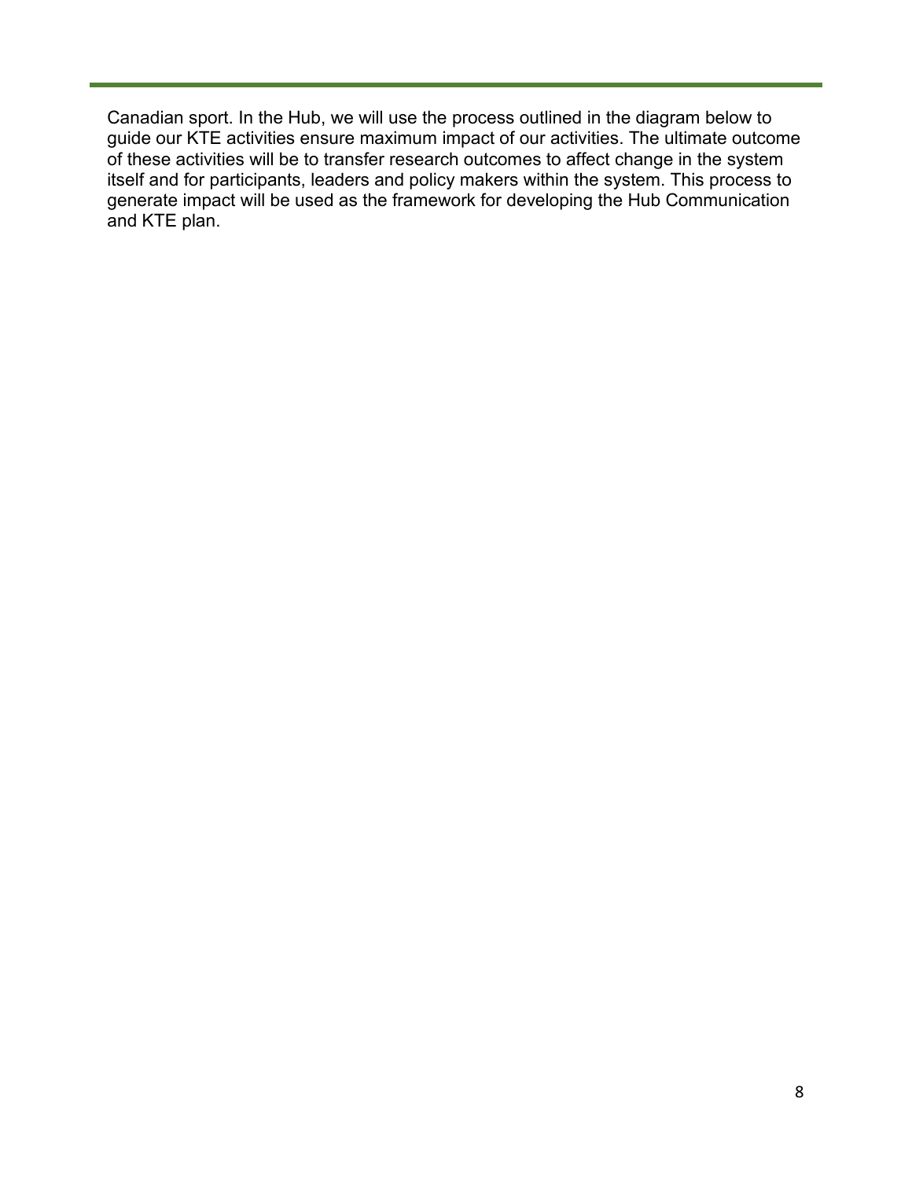Canadian sport. In the Hub, we will use the process outlined in the diagram below to guide our KTE activities ensure maximum impact of our activities. The ultimate outcome of these activities will be to transfer research outcomes to affect change in the system itself and for participants, leaders and policy makers within the system. This process to generate impact will be used as the framework for developing the Hub Communication and KTE plan.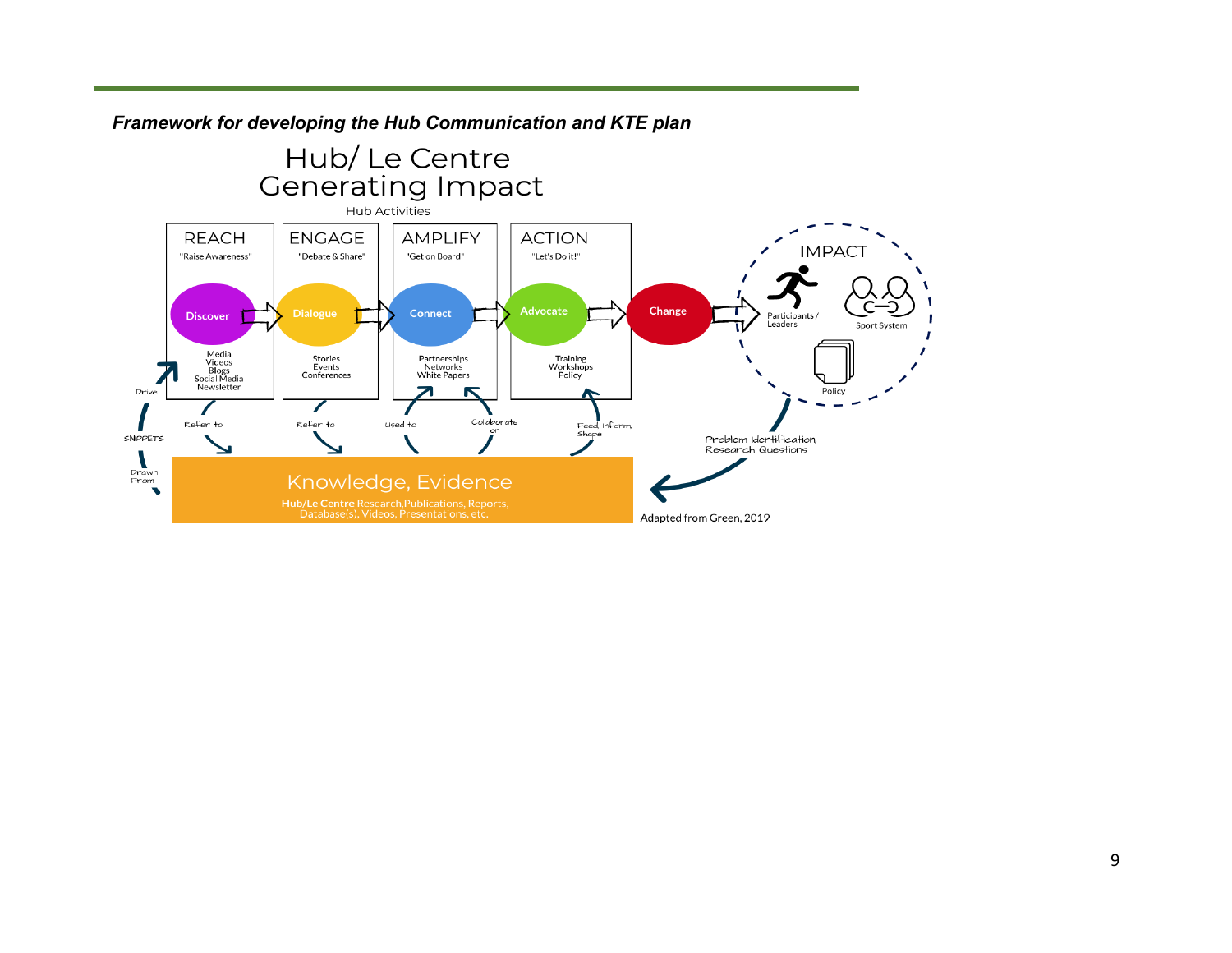***Framework for developing the Hub Communication and KTE plan***

Hub/ Le Centre
Generating Impact

Hub Activities

| REACH | ENGAGE | AMPLIFY | ACTION |
|---|---|---|---|
| "Raise Awareness" | "Debate & Share" | "Get on Board" | "Let's Do it!" |
| Discover | Dialogue | Connect | Advocate |
| Media, Videos, Blogs, Social Media, Newsletter | Stories, Events, Conferences | Partnerships, Networks, White Papers | Training, Workshops, Policy |

Change

IMPACT: Participants / Leaders; Sport System; Policy

Drive — SNIPPETS — Drawn From

Refer to; Refer to; Used to; Collaborate on; Feed, Inform, Shape

Problem Identification, Research Questions

Knowledge, Evidence

**Hub/Le Centre** Research, Publications, Reports, Database(s), Videos, Presentations, etc.

Adapted from Green, 2019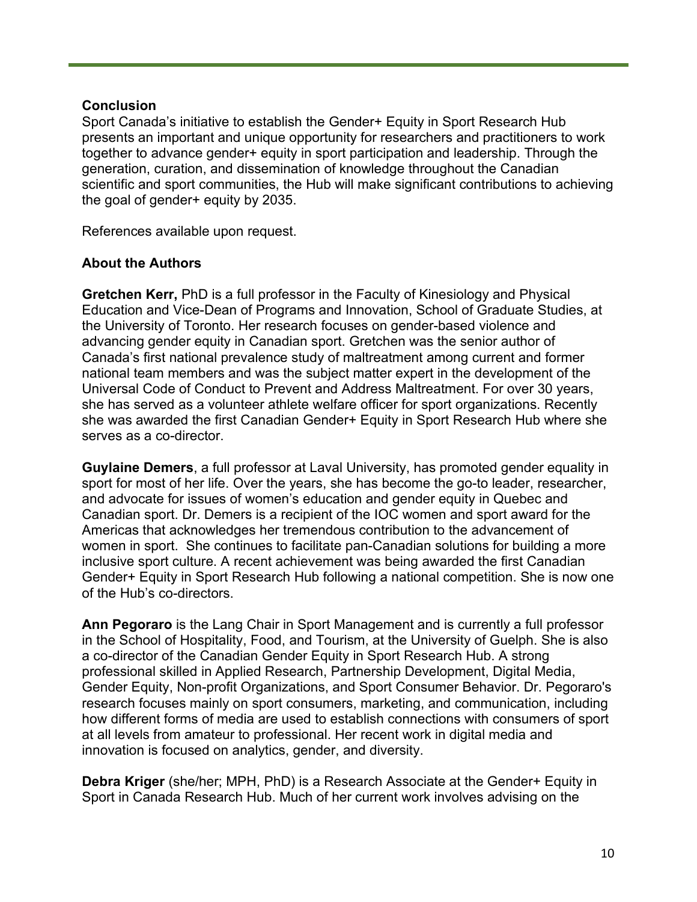## Conclusion

Sport Canada's initiative to establish the Gender+ Equity in Sport Research Hub presents an important and unique opportunity for researchers and practitioners to work together to advance gender+ equity in sport participation and leadership. Through the generation, curation, and dissemination of knowledge throughout the Canadian scientific and sport communities, the Hub will make significant contributions to achieving the goal of gender+ equity by 2035.

References available upon request.

## About the Authors

**Gretchen Kerr,** PhD is a full professor in the Faculty of Kinesiology and Physical Education and Vice-Dean of Programs and Innovation, School of Graduate Studies, at the University of Toronto. Her research focuses on gender-based violence and advancing gender equity in Canadian sport. Gretchen was the senior author of Canada's first national prevalence study of maltreatment among current and former national team members and was the subject matter expert in the development of the Universal Code of Conduct to Prevent and Address Maltreatment. For over 30 years, she has served as a volunteer athlete welfare officer for sport organizations. Recently she was awarded the first Canadian Gender+ Equity in Sport Research Hub where she serves as a co-director.

**Guylaine Demers**, a full professor at Laval University, has promoted gender equality in sport for most of her life. Over the years, she has become the go-to leader, researcher, and advocate for issues of women's education and gender equity in Quebec and Canadian sport. Dr. Demers is a recipient of the IOC women and sport award for the Americas that acknowledges her tremendous contribution to the advancement of women in sport. She continues to facilitate pan-Canadian solutions for building a more inclusive sport culture. A recent achievement was being awarded the first Canadian Gender+ Equity in Sport Research Hub following a national competition. She is now one of the Hub's co-directors.

**Ann Pegoraro** is the Lang Chair in Sport Management and is currently a full professor in the School of Hospitality, Food, and Tourism, at the University of Guelph. She is also a co-director of the Canadian Gender Equity in Sport Research Hub. A strong professional skilled in Applied Research, Partnership Development, Digital Media, Gender Equity, Non-profit Organizations, and Sport Consumer Behavior. Dr. Pegoraro's research focuses mainly on sport consumers, marketing, and communication, including how different forms of media are used to establish connections with consumers of sport at all levels from amateur to professional. Her recent work in digital media and innovation is focused on analytics, gender, and diversity.

**Debra Kriger** (she/her; MPH, PhD) is a Research Associate at the Gender+ Equity in Sport in Canada Research Hub. Much of her current work involves advising on the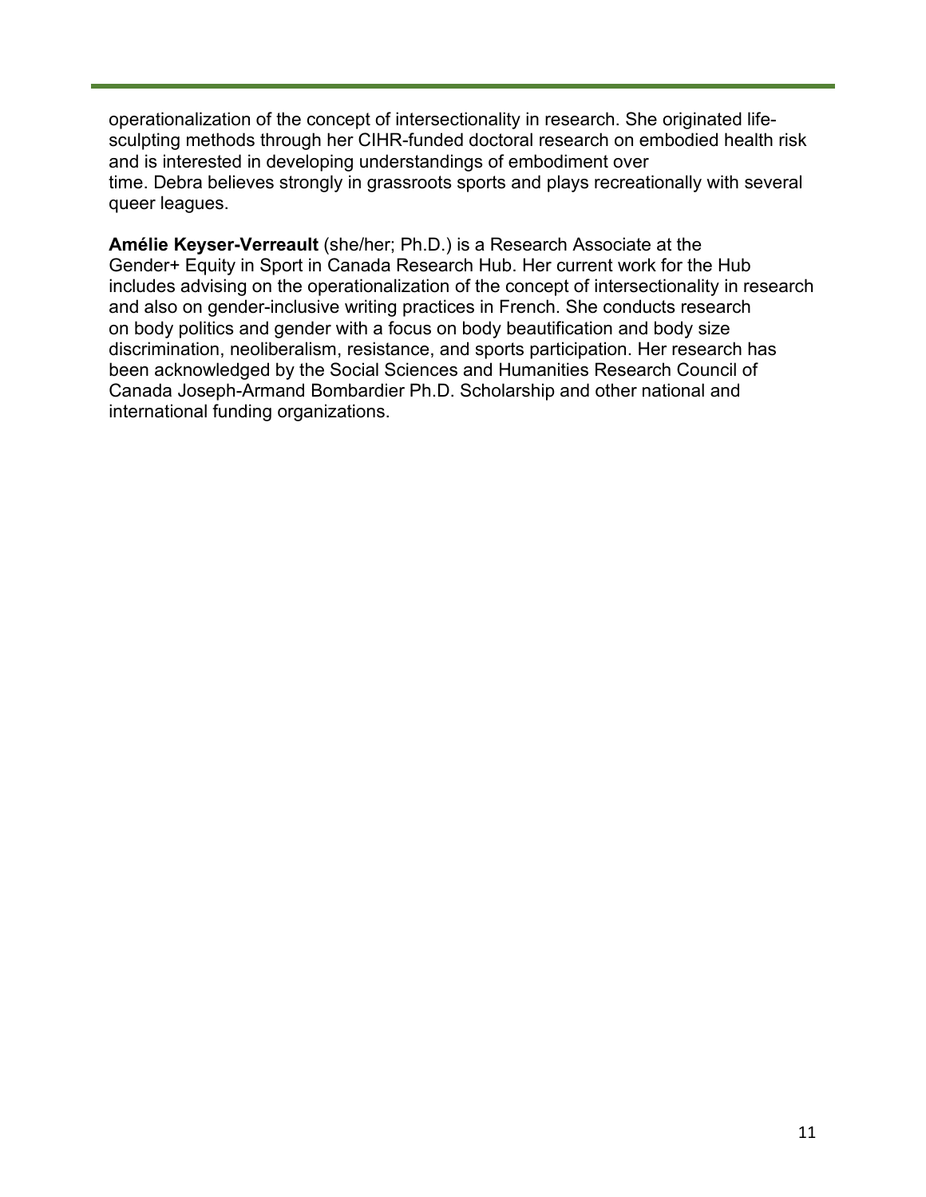operationalization of the concept of intersectionality in research. She originated life-sculpting methods through her CIHR-funded doctoral research on embodied health risk and is interested in developing understandings of embodiment over time. Debra believes strongly in grassroots sports and plays recreationally with several queer leagues.

**Amélie Keyser-Verreault** (she/her; Ph.D.) is a Research Associate at the Gender+ Equity in Sport in Canada Research Hub. Her current work for the Hub includes advising on the operationalization of the concept of intersectionality in research and also on gender-inclusive writing practices in French. She conducts research on body politics and gender with a focus on body beautification and body size discrimination, neoliberalism, resistance, and sports participation. Her research has been acknowledged by the Social Sciences and Humanities Research Council of Canada Joseph-Armand Bombardier Ph.D. Scholarship and other national and international funding organizations.